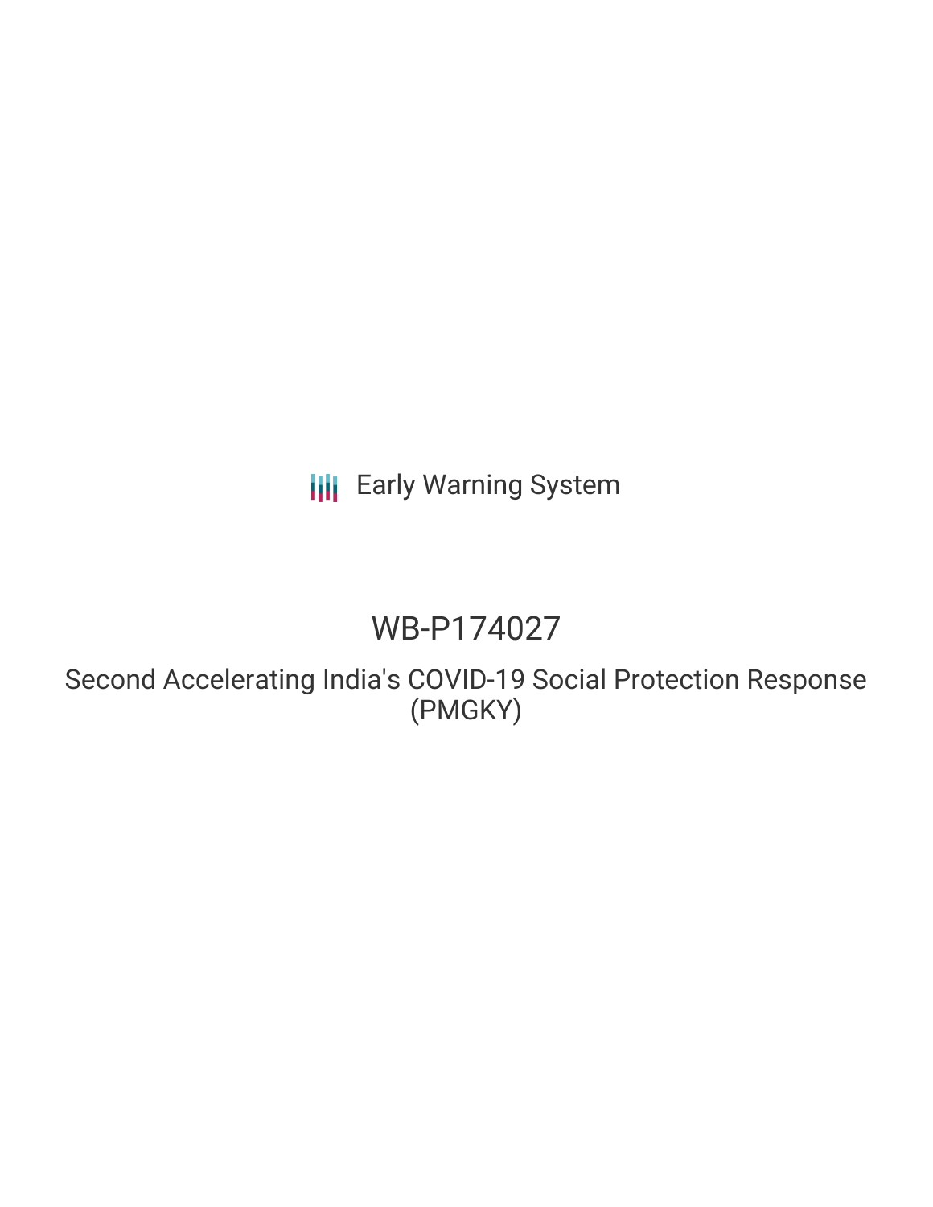Early Warning System

# WB-P174027

## Second Accelerating India's COVID-19 Social Protection Response (PMGKY)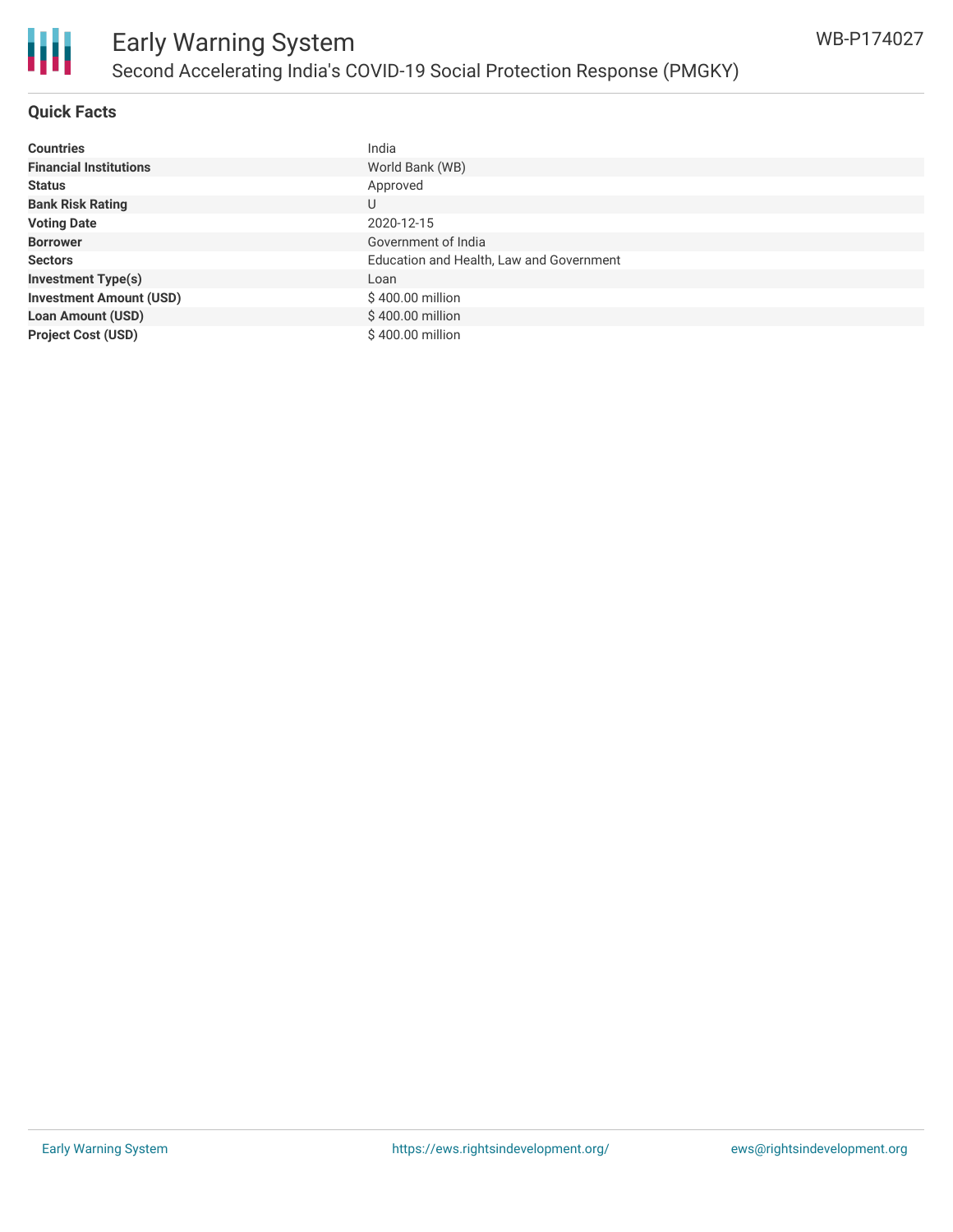# Early Warning System

## Second Accelerating India's COVID-19 Social Protection Response (PMGKY)

WB-P174027

### Quick Facts

| | |
|---|---|
| **Countries** | India |
| **Financial Institutions** | World Bank (WB) |
| **Status** | Approved |
| **Bank Risk Rating** | U |
| **Voting Date** | 2020-12-15 |
| **Borrower** | Government of India |
| **Sectors** | Education and Health, Law and Government |
| **Investment Type(s)** | Loan |
| **Investment Amount (USD)** | $ 400.00 million |
| **Loan Amount (USD)** | $ 400.00 million |
| **Project Cost (USD)** | $ 400.00 million |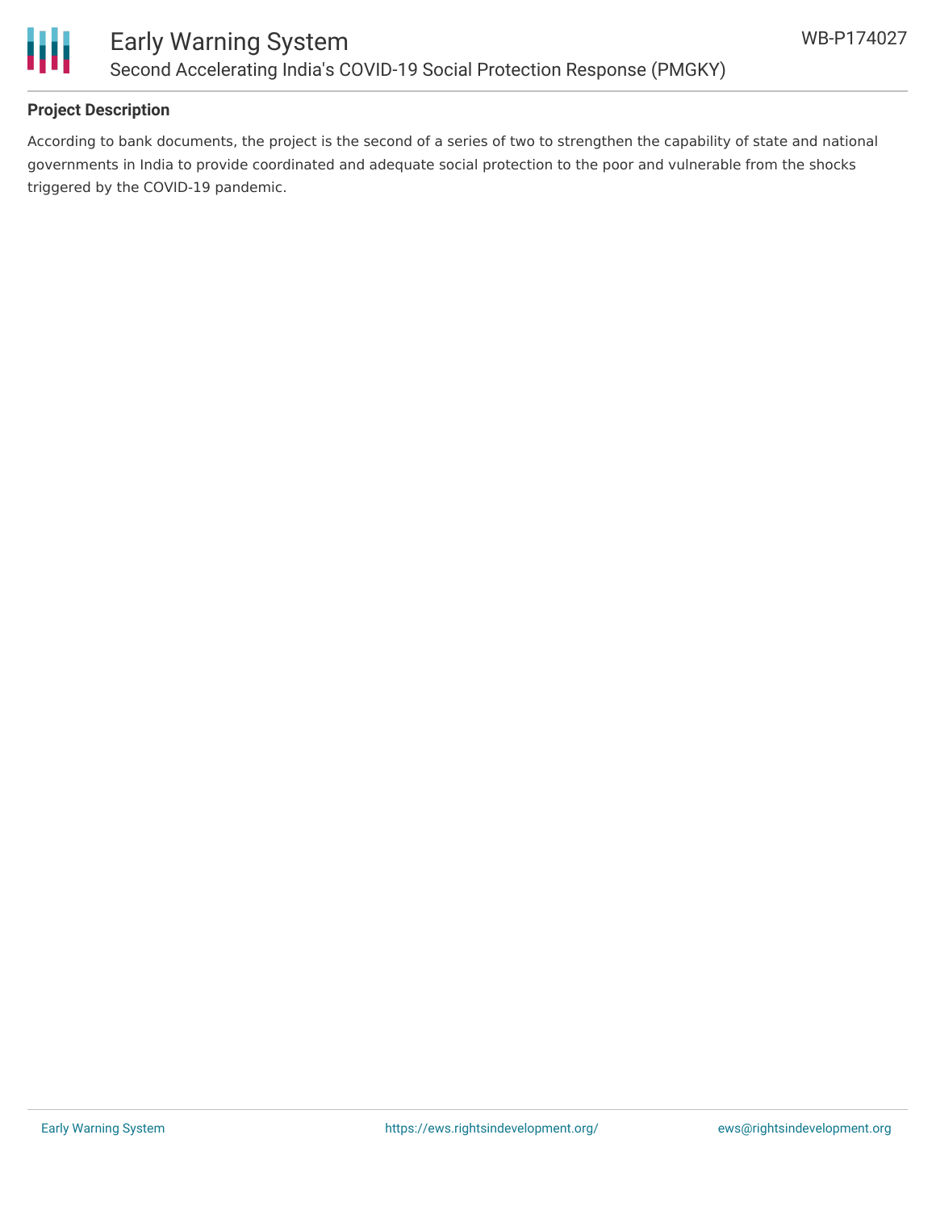## Project Description

According to bank documents, the project is the second of a series of two to strengthen the capability of state and national governments in India to provide coordinated and adequate social protection to the poor and vulnerable from the shocks triggered by the COVID-19 pandemic.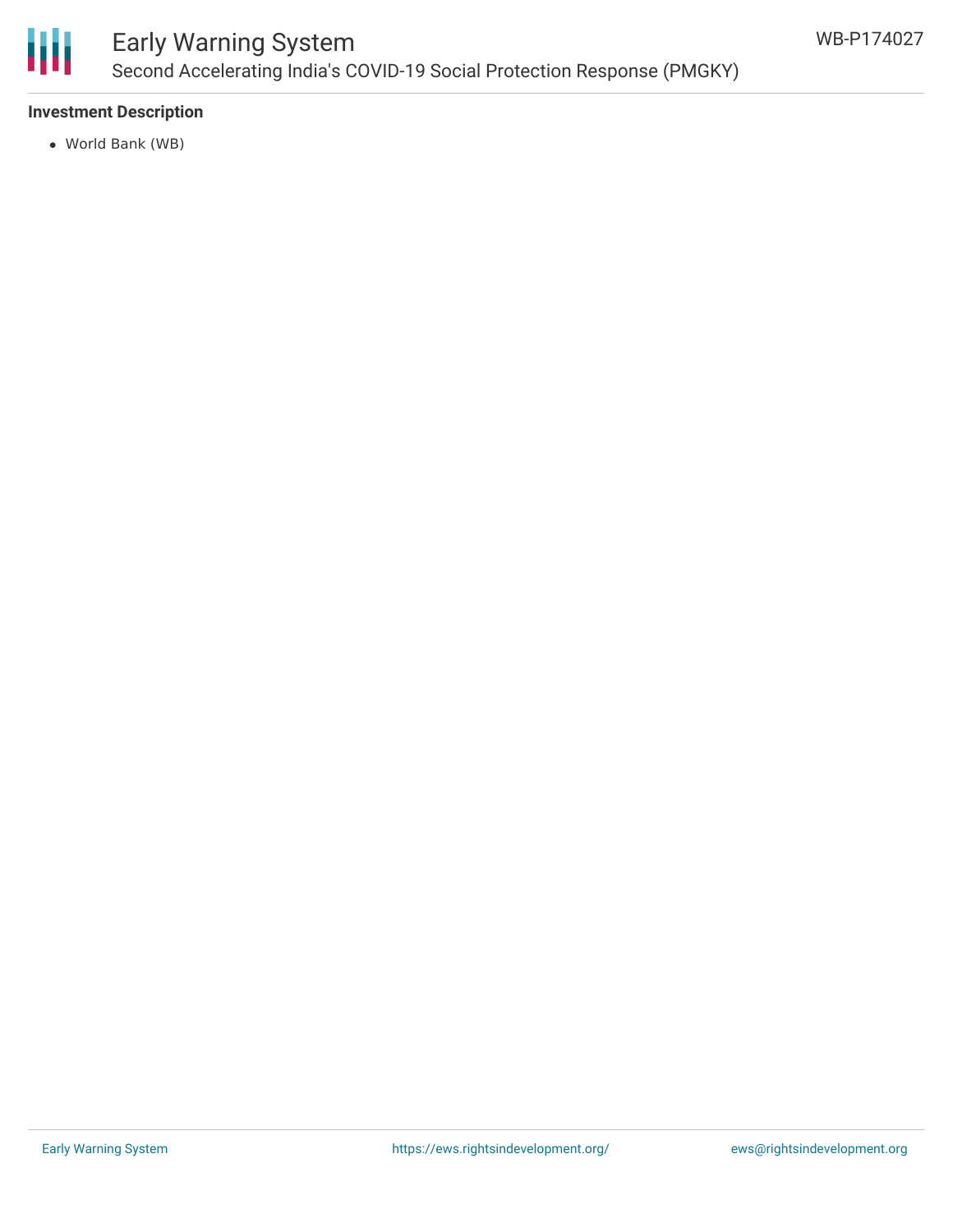### Investment Description

- World Bank (WB)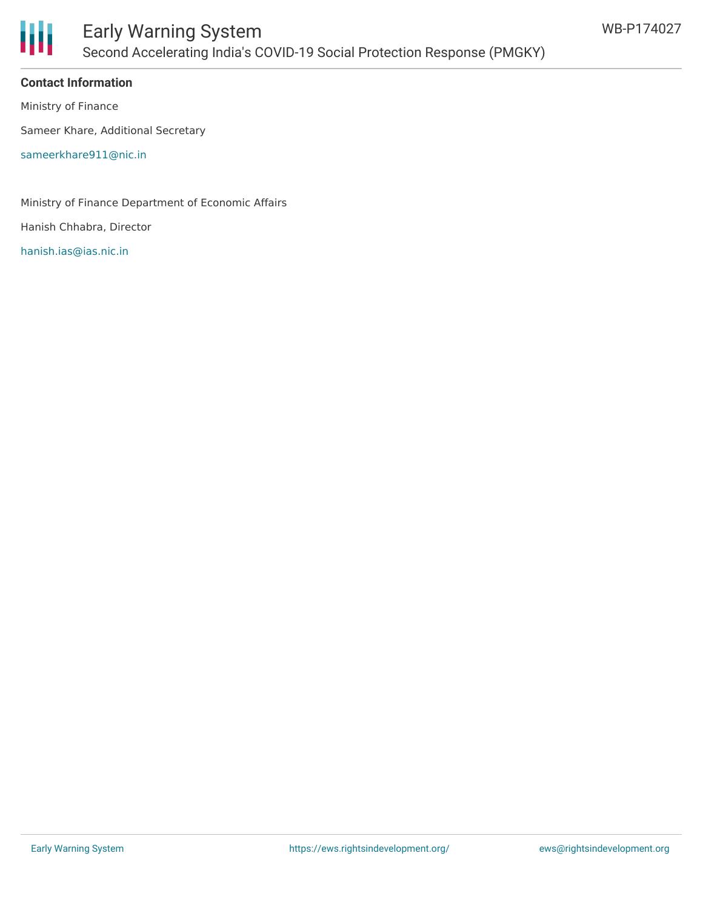**Contact Information**

Ministry of Finance

Sameer Khare, Additional Secretary

sameerkhare911@nic.in

Ministry of Finance Department of Economic Affairs

Hanish Chhabra, Director

hanish.ias@ias.nic.in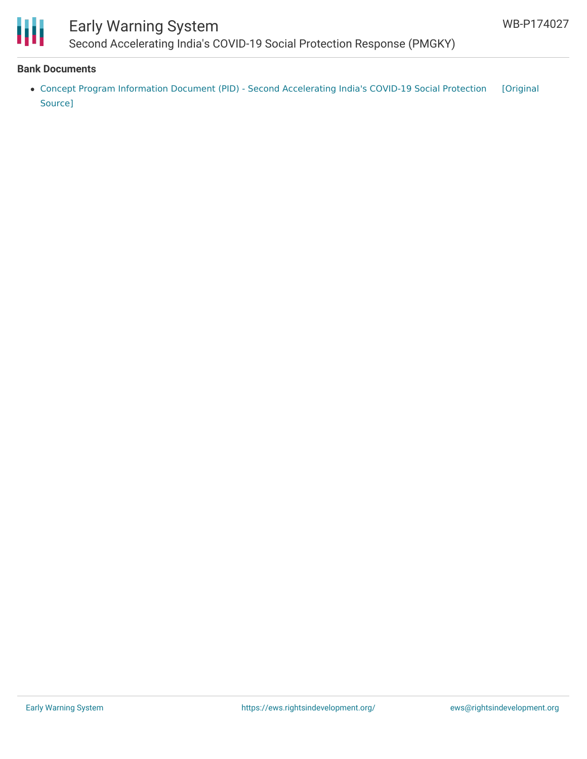**Bank Documents**

- Concept Program Information Document (PID) - Second Accelerating India's COVID-19 Social Protection [Original Source]